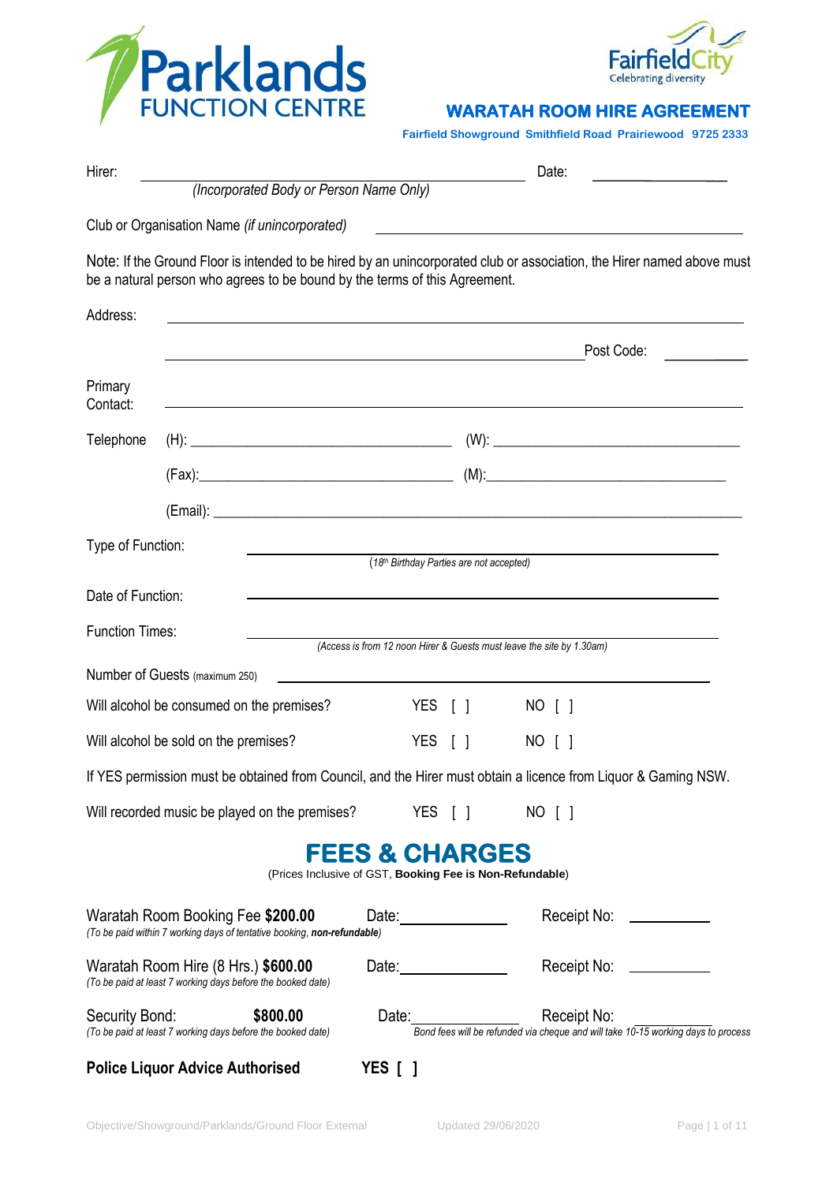Parklands FUNCTION CENTRE

Fairfield City Celebrating diversity

# WARATAH ROOM HIRE AGREEMENT

**Fairfield Showground Smithfield Road Prairiewood 9725 2333**

Hirer: ______________________________ Date: ______________
*(Incorporated Body or Person Name Only)*

Club or Organisation Name *(if unincorporated)* ______________________________

Note: If the Ground Floor is intended to be hired by an unincorporated club or association, the Hirer named above must be a natural person who agrees to be bound by the terms of this Agreement.

Address: ______________________________

______________________________ Post Code: __________

Primary Contact: ______________________________

Telephone (H): ______________________ (W): ______________________

(Fax): ______________________ (M): ______________________

(Email): ______________________________

Type of Function: ______________________________
*(18th Birthday Parties are not accepted)*

Date of Function: ______________________________

Function Times: ______________________________
*(Access is from 12 noon Hirer & Guests must leave the site by 1.30am)*

Number of Guests (maximum 250) ______________________________

Will alcohol be consumed on the premises? YES [ ] NO [ ]

Will alcohol be sold on the premises? YES [ ] NO [ ]

If YES permission must be obtained from Council, and the Hirer must obtain a licence from Liquor & Gaming NSW.

Will recorded music be played on the premises? YES [ ] NO [ ]

## FEES & CHARGES

(Prices Inclusive of GST, **Booking Fee is Non-Refundable**)

Waratah Room Booking Fee **$200.00** Date: __________ Receipt No: __________
*(To be paid within 7 working days of tentative booking, **non-refundable**)*

Waratah Room Hire (8 Hrs.) **$600.00** Date: __________ Receipt No: __________
*(To be paid at least 7 working days before the booked date)*

Security Bond: **$800.00** Date: __________ Receipt No: __________
*(To be paid at least 7 working days before the booked date)*
*Bond fees will be refunded via cheque and will take 10-15 working days to process*

**Police Liquor Advice Authorised YES [ ]**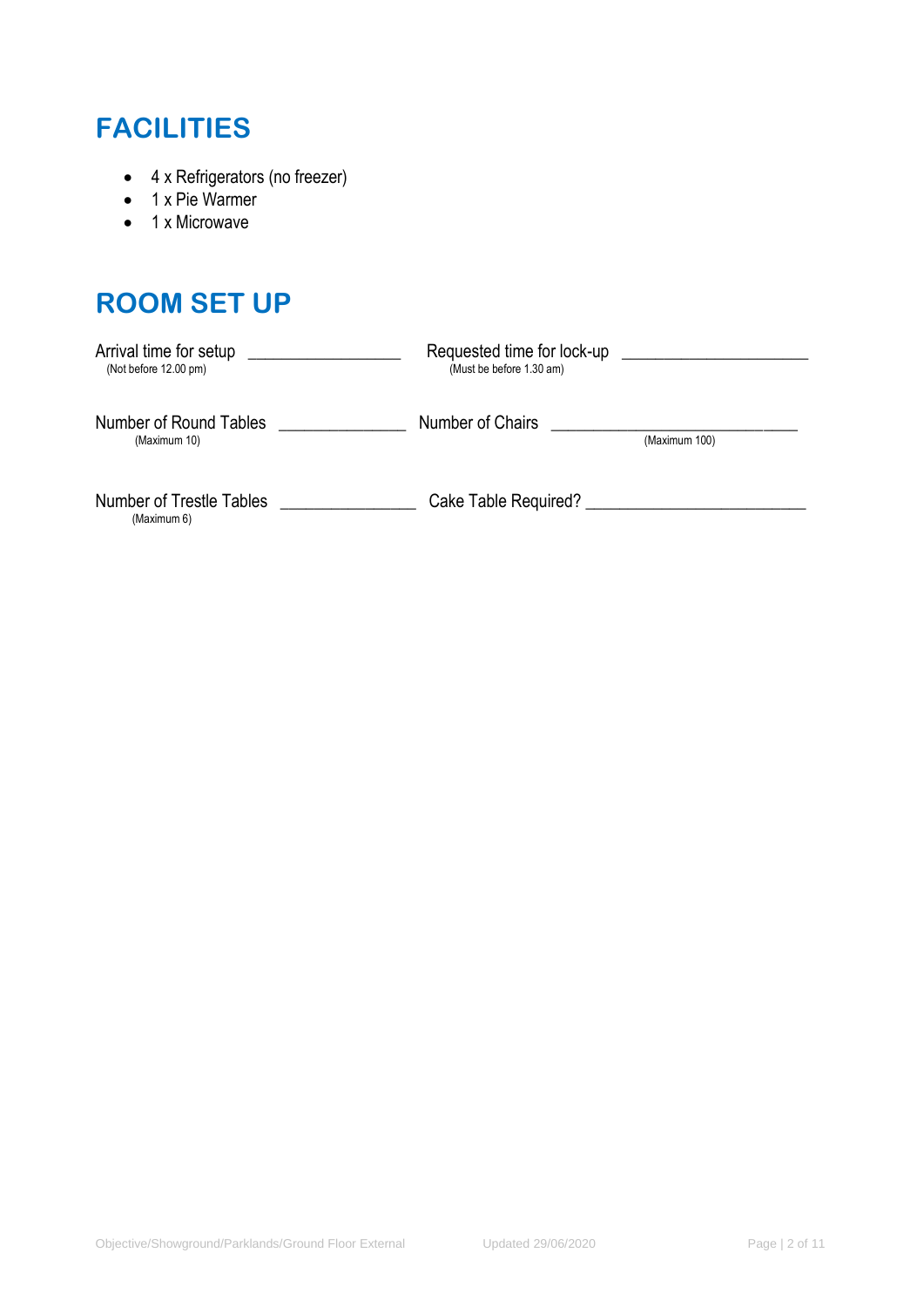## FACILITIES

- 4 x Refrigerators (no freezer)
- 1 x Pie Warmer
- 1 x Microwave

## ROOM SET UP

Arrival time for setup ________________
(Not before 12.00 pm)

Requested time for lock-up ____________________
(Must be before 1.30 am)

Number of Round Tables ______________
(Maximum 10)

Number of Chairs ___________________________
(Maximum 100)

Number of Trestle Tables _______________
(Maximum 6)

Cake Table Required? _______________________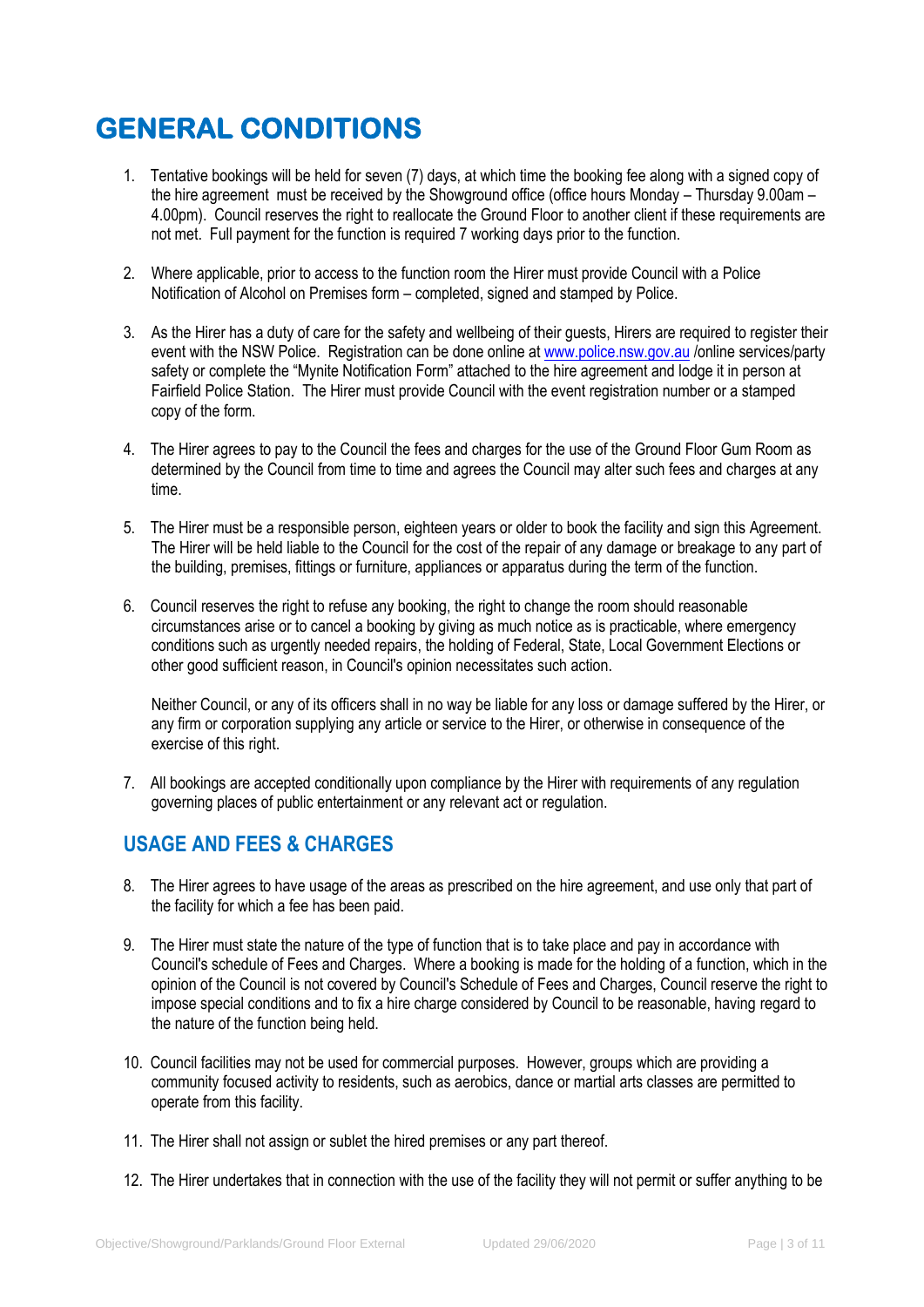# GENERAL CONDITIONS

1. Tentative bookings will be held for seven (7) days, at which time the booking fee along with a signed copy of the hire agreement must be received by the Showground office (office hours Monday – Thursday 9.00am – 4.00pm). Council reserves the right to reallocate the Ground Floor to another client if these requirements are not met. Full payment for the function is required 7 working days prior to the function.

2. Where applicable, prior to access to the function room the Hirer must provide Council with a Police Notification of Alcohol on Premises form – completed, signed and stamped by Police.

3. As the Hirer has a duty of care for the safety and wellbeing of their guests, Hirers are required to register their event with the NSW Police. Registration can be done online at www.police.nsw.gov.au /online services/party safety or complete the "Mynite Notification Form" attached to the hire agreement and lodge it in person at Fairfield Police Station. The Hirer must provide Council with the event registration number or a stamped copy of the form.

4. The Hirer agrees to pay to the Council the fees and charges for the use of the Ground Floor Gum Room as determined by the Council from time to time and agrees the Council may alter such fees and charges at any time.

5. The Hirer must be a responsible person, eighteen years or older to book the facility and sign this Agreement. The Hirer will be held liable to the Council for the cost of the repair of any damage or breakage to any part of the building, premises, fittings or furniture, appliances or apparatus during the term of the function.

6. Council reserves the right to refuse any booking, the right to change the room should reasonable circumstances arise or to cancel a booking by giving as much notice as is practicable, where emergency conditions such as urgently needed repairs, the holding of Federal, State, Local Government Elections or other good sufficient reason, in Council's opinion necessitates such action.

   Neither Council, or any of its officers shall in no way be liable for any loss or damage suffered by the Hirer, or any firm or corporation supplying any article or service to the Hirer, or otherwise in consequence of the exercise of this right.

7. All bookings are accepted conditionally upon compliance by the Hirer with requirements of any regulation governing places of public entertainment or any relevant act or regulation.

## USAGE AND FEES & CHARGES

8. The Hirer agrees to have usage of the areas as prescribed on the hire agreement, and use only that part of the facility for which a fee has been paid.

9. The Hirer must state the nature of the type of function that is to take place and pay in accordance with Council's schedule of Fees and Charges. Where a booking is made for the holding of a function, which in the opinion of the Council is not covered by Council's Schedule of Fees and Charges, Council reserve the right to impose special conditions and to fix a hire charge considered by Council to be reasonable, having regard to the nature of the function being held.

10. Council facilities may not be used for commercial purposes. However, groups which are providing a community focused activity to residents, such as aerobics, dance or martial arts classes are permitted to operate from this facility.

11. The Hirer shall not assign or sublet the hired premises or any part thereof.

12. The Hirer undertakes that in connection with the use of the facility they will not permit or suffer anything to be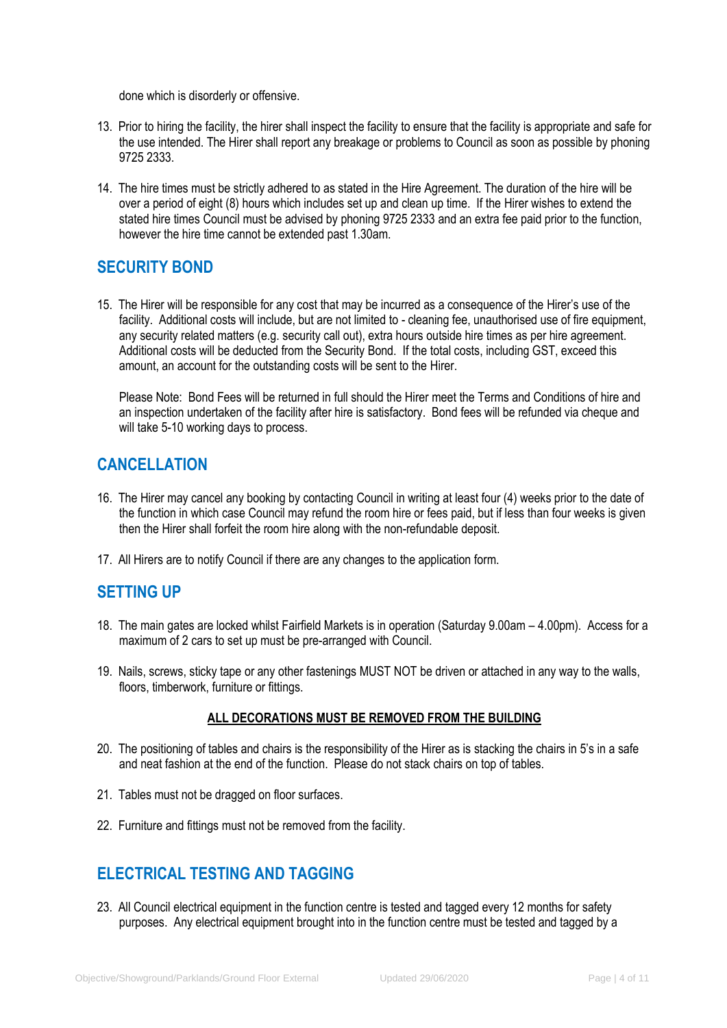done which is disorderly or offensive.

13. Prior to hiring the facility, the hirer shall inspect the facility to ensure that the facility is appropriate and safe for the use intended. The Hirer shall report any breakage or problems to Council as soon as possible by phoning 9725 2333.

14. The hire times must be strictly adhered to as stated in the Hire Agreement. The duration of the hire will be over a period of eight (8) hours which includes set up and clean up time. If the Hirer wishes to extend the stated hire times Council must be advised by phoning 9725 2333 and an extra fee paid prior to the function, however the hire time cannot be extended past 1.30am.

## SECURITY BOND

15. The Hirer will be responsible for any cost that may be incurred as a consequence of the Hirer's use of the facility. Additional costs will include, but are not limited to - cleaning fee, unauthorised use of fire equipment, any security related matters (e.g. security call out), extra hours outside hire times as per hire agreement. Additional costs will be deducted from the Security Bond. If the total costs, including GST, exceed this amount, an account for the outstanding costs will be sent to the Hirer.

    Please Note: Bond Fees will be returned in full should the Hirer meet the Terms and Conditions of hire and an inspection undertaken of the facility after hire is satisfactory. Bond fees will be refunded via cheque and will take 5-10 working days to process.

## CANCELLATION

16. The Hirer may cancel any booking by contacting Council in writing at least four (4) weeks prior to the date of the function in which case Council may refund the room hire or fees paid, but if less than four weeks is given then the Hirer shall forfeit the room hire along with the non-refundable deposit.

17. All Hirers are to notify Council if there are any changes to the application form.

## SETTING UP

18. The main gates are locked whilst Fairfield Markets is in operation (Saturday 9.00am – 4.00pm). Access for a maximum of 2 cars to set up must be pre-arranged with Council.

19. Nails, screws, sticky tape or any other fastenings MUST NOT be driven or attached in any way to the walls, floors, timberwork, furniture or fittings.

**ALL DECORATIONS MUST BE REMOVED FROM THE BUILDING**

20. The positioning of tables and chairs is the responsibility of the Hirer as is stacking the chairs in 5's in a safe and neat fashion at the end of the function. Please do not stack chairs on top of tables.

21. Tables must not be dragged on floor surfaces.

22. Furniture and fittings must not be removed from the facility.

## ELECTRICAL TESTING AND TAGGING

23. All Council electrical equipment in the function centre is tested and tagged every 12 months for safety purposes. Any electrical equipment brought into in the function centre must be tested and tagged by a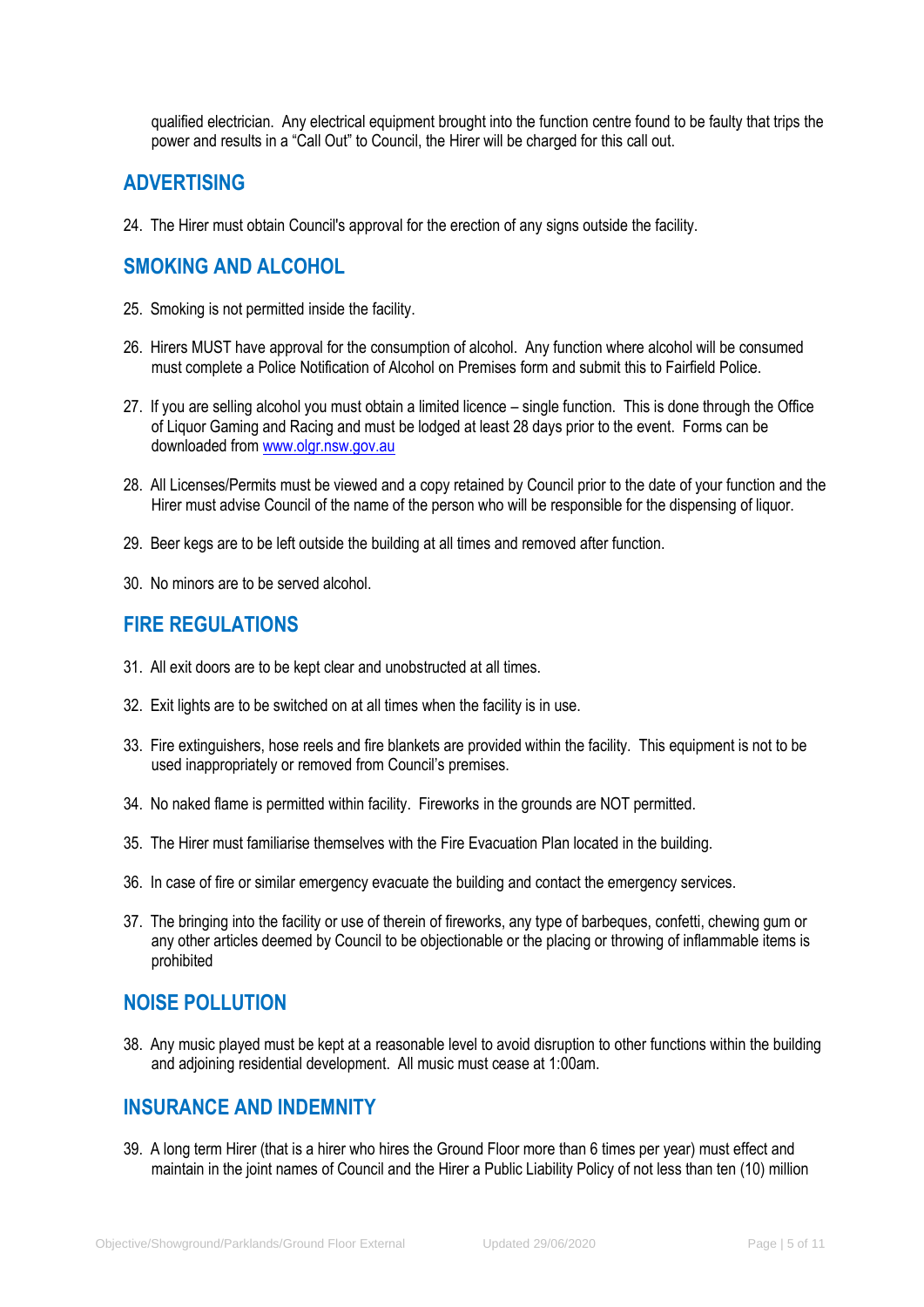qualified electrician. Any electrical equipment brought into the function centre found to be faulty that trips the power and results in a "Call Out" to Council, the Hirer will be charged for this call out.

## ADVERTISING

24. The Hirer must obtain Council's approval for the erection of any signs outside the facility.

## SMOKING AND ALCOHOL

25. Smoking is not permitted inside the facility.

26. Hirers MUST have approval for the consumption of alcohol. Any function where alcohol will be consumed must complete a Police Notification of Alcohol on Premises form and submit this to Fairfield Police.

27. If you are selling alcohol you must obtain a limited licence – single function. This is done through the Office of Liquor Gaming and Racing and must be lodged at least 28 days prior to the event. Forms can be downloaded from [www.olgr.nsw.gov.au](http://www.olgr.nsw.gov.au)

28. All Licenses/Permits must be viewed and a copy retained by Council prior to the date of your function and the Hirer must advise Council of the name of the person who will be responsible for the dispensing of liquor.

29. Beer kegs are to be left outside the building at all times and removed after function.

30. No minors are to be served alcohol.

## FIRE REGULATIONS

31. All exit doors are to be kept clear and unobstructed at all times.

32. Exit lights are to be switched on at all times when the facility is in use.

33. Fire extinguishers, hose reels and fire blankets are provided within the facility. This equipment is not to be used inappropriately or removed from Council's premises.

34. No naked flame is permitted within facility. Fireworks in the grounds are NOT permitted.

35. The Hirer must familiarise themselves with the Fire Evacuation Plan located in the building.

36. In case of fire or similar emergency evacuate the building and contact the emergency services.

37. The bringing into the facility or use of therein of fireworks, any type of barbeques, confetti, chewing gum or any other articles deemed by Council to be objectionable or the placing or throwing of inflammable items is prohibited

## NOISE POLLUTION

38. Any music played must be kept at a reasonable level to avoid disruption to other functions within the building and adjoining residential development. All music must cease at 1:00am.

## INSURANCE AND INDEMNITY

39. A long term Hirer (that is a hirer who hires the Ground Floor more than 6 times per year) must effect and maintain in the joint names of Council and the Hirer a Public Liability Policy of not less than ten (10) million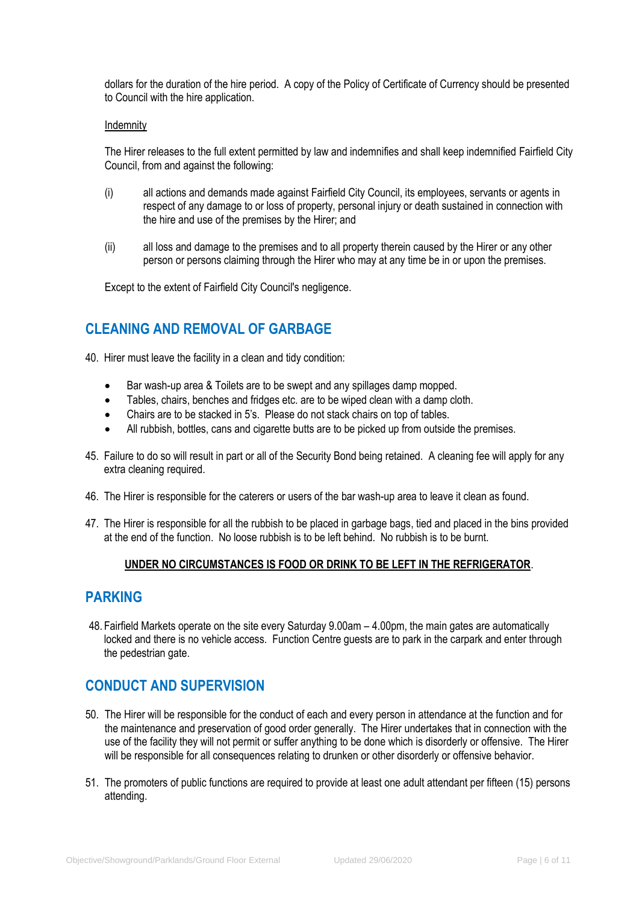dollars for the duration of the hire period. A copy of the Policy of Certificate of Currency should be presented to Council with the hire application.

Indemnity

The Hirer releases to the full extent permitted by law and indemnifies and shall keep indemnified Fairfield City Council, from and against the following:

(i) all actions and demands made against Fairfield City Council, its employees, servants or agents in respect of any damage to or loss of property, personal injury or death sustained in connection with the hire and use of the premises by the Hirer; and

(ii) all loss and damage to the premises and to all property therein caused by the Hirer or any other person or persons claiming through the Hirer who may at any time be in or upon the premises.

Except to the extent of Fairfield City Council's negligence.

## CLEANING AND REMOVAL OF GARBAGE

40. Hirer must leave the facility in a clean and tidy condition:

- Bar wash-up area & Toilets are to be swept and any spillages damp mopped.
- Tables, chairs, benches and fridges etc. are to be wiped clean with a damp cloth.
- Chairs are to be stacked in 5's. Please do not stack chairs on top of tables.
- All rubbish, bottles, cans and cigarette butts are to be picked up from outside the premises.

45. Failure to do so will result in part or all of the Security Bond being retained. A cleaning fee will apply for any extra cleaning required.

46. The Hirer is responsible for the caterers or users of the bar wash-up area to leave it clean as found.

47. The Hirer is responsible for all the rubbish to be placed in garbage bags, tied and placed in the bins provided at the end of the function. No loose rubbish is to be left behind. No rubbish is to be burnt.

**UNDER NO CIRCUMSTANCES IS FOOD OR DRINK TO BE LEFT IN THE REFRIGERATOR**.

## PARKING

48. Fairfield Markets operate on the site every Saturday 9.00am – 4.00pm, the main gates are automatically locked and there is no vehicle access. Function Centre guests are to park in the carpark and enter through the pedestrian gate.

## CONDUCT AND SUPERVISION

50. The Hirer will be responsible for the conduct of each and every person in attendance at the function and for the maintenance and preservation of good order generally. The Hirer undertakes that in connection with the use of the facility they will not permit or suffer anything to be done which is disorderly or offensive. The Hirer will be responsible for all consequences relating to drunken or other disorderly or offensive behavior.

51. The promoters of public functions are required to provide at least one adult attendant per fifteen (15) persons attending.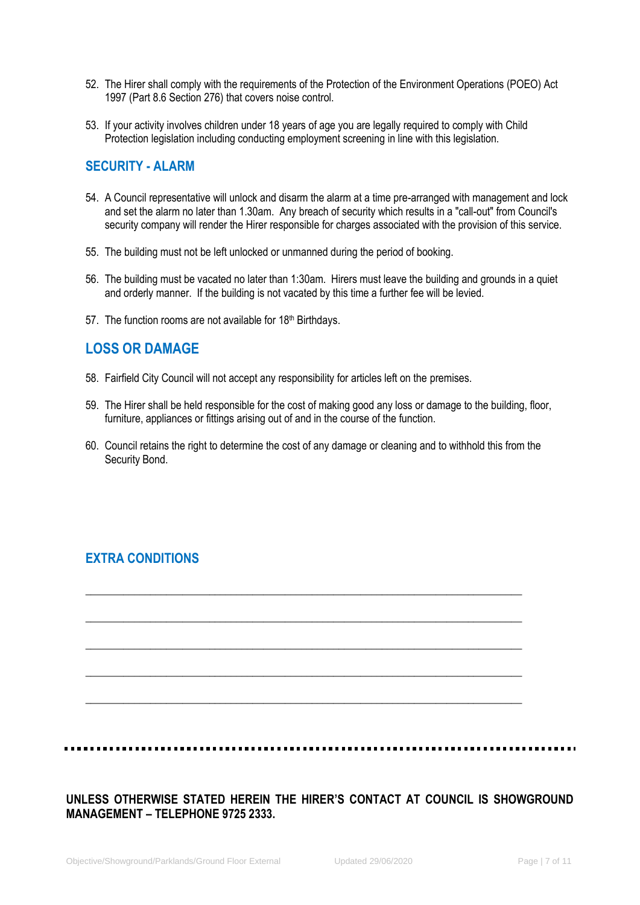52. The Hirer shall comply with the requirements of the Protection of the Environment Operations (POEO) Act 1997 (Part 8.6 Section 276) that covers noise control.

53. If your activity involves children under 18 years of age you are legally required to comply with Child Protection legislation including conducting employment screening in line with this legislation.

## SECURITY - ALARM

54. A Council representative will unlock and disarm the alarm at a time pre-arranged with management and lock and set the alarm no later than 1.30am. Any breach of security which results in a "call-out" from Council's security company will render the Hirer responsible for charges associated with the provision of this service.

55. The building must not be left unlocked or unmanned during the period of booking.

56. The building must be vacated no later than 1:30am. Hirers must leave the building and grounds in a quiet and orderly manner. If the building is not vacated by this time a further fee will be levied.

57. The function rooms are not available for 18th Birthdays.

## LOSS OR DAMAGE

58. Fairfield City Council will not accept any responsibility for articles left on the premises.

59. The Hirer shall be held responsible for the cost of making good any loss or damage to the building, floor, furniture, appliances or fittings arising out of and in the course of the function.

60. Council retains the right to determine the cost of any damage or cleaning and to withhold this from the Security Bond.

## EXTRA CONDITIONS

______________________________________________________________________________

______________________________________________________________________________

______________________________________________________________________________

______________________________________________________________________________

______________________________________________________________________________

**UNLESS OTHERWISE STATED HEREIN THE HIRER'S CONTACT AT COUNCIL IS SHOWGROUND MANAGEMENT – TELEPHONE 9725 2333.**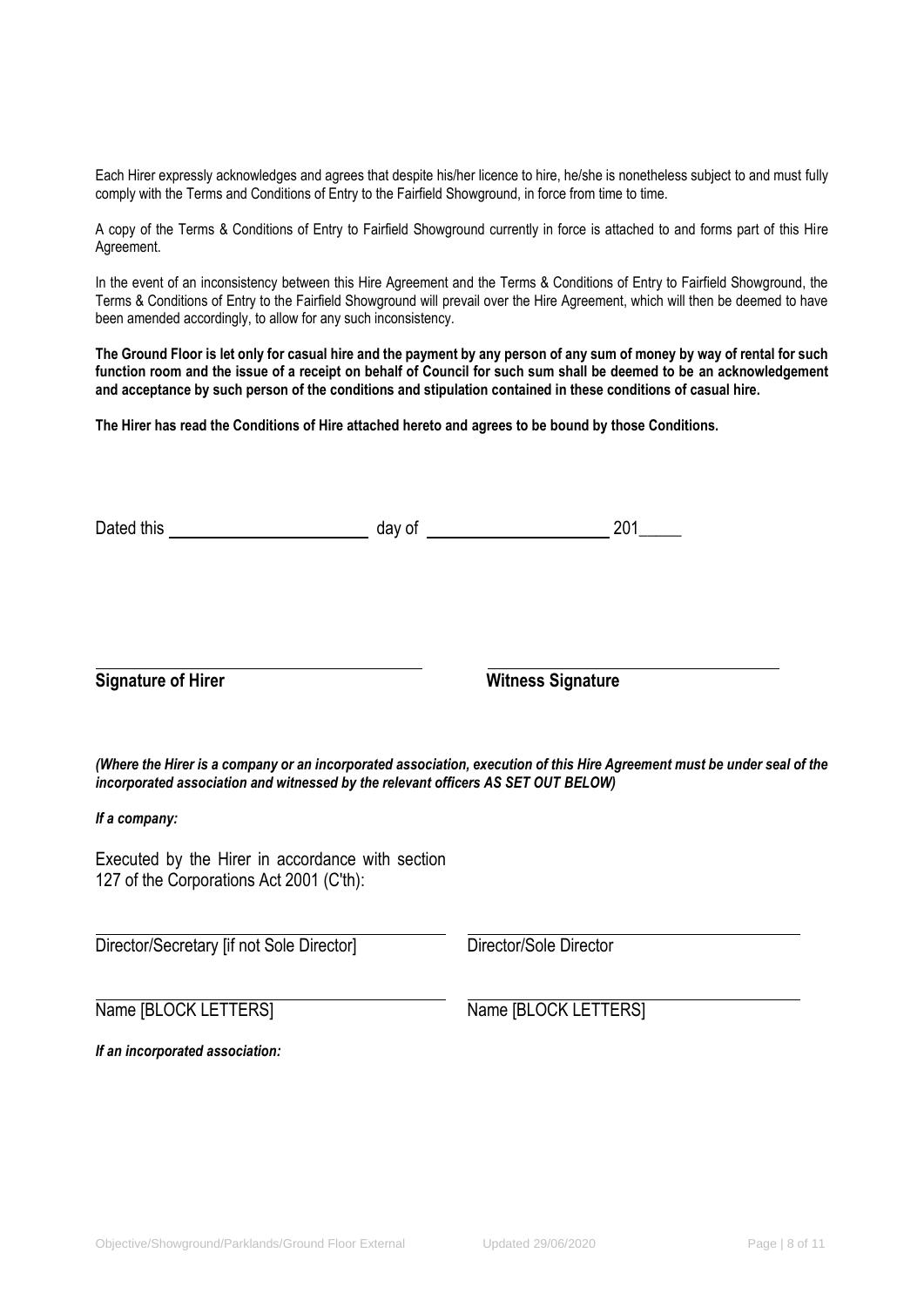Each Hirer expressly acknowledges and agrees that despite his/her licence to hire, he/she is nonetheless subject to and must fully comply with the Terms and Conditions of Entry to the Fairfield Showground, in force from time to time.

A copy of the Terms & Conditions of Entry to Fairfield Showground currently in force is attached to and forms part of this Hire Agreement.

In the event of an inconsistency between this Hire Agreement and the Terms & Conditions of Entry to Fairfield Showground, the Terms & Conditions of Entry to the Fairfield Showground will prevail over the Hire Agreement, which will then be deemed to have been amended accordingly, to allow for any such inconsistency.

**The Ground Floor is let only for casual hire and the payment by any person of any sum of money by way of rental for such function room and the issue of a receipt on behalf of Council for such sum shall be deemed to be an acknowledgement and acceptance by such person of the conditions and stipulation contained in these conditions of casual hire.**

**The Hirer has read the Conditions of Hire attached hereto and agrees to be bound by those Conditions.**

Dated this ______________________ day of ____________________ 201_____

_________________________________ _________________________________

**Signature of Hirer** **Witness Signature**

***(Where the Hirer is a company or an incorporated association, execution of this Hire Agreement must be under seal of the incorporated association and witnessed by the relevant officers AS SET OUT BELOW)***

***If a company:***

Executed by the Hirer in accordance with section 127 of the Corporations Act 2001 (C'th):

_________________________________ _________________________________

Director/Secretary [if not Sole Director] Director/Sole Director

_________________________________ _________________________________

Name [BLOCK LETTERS] Name [BLOCK LETTERS]

***If an incorporated association:***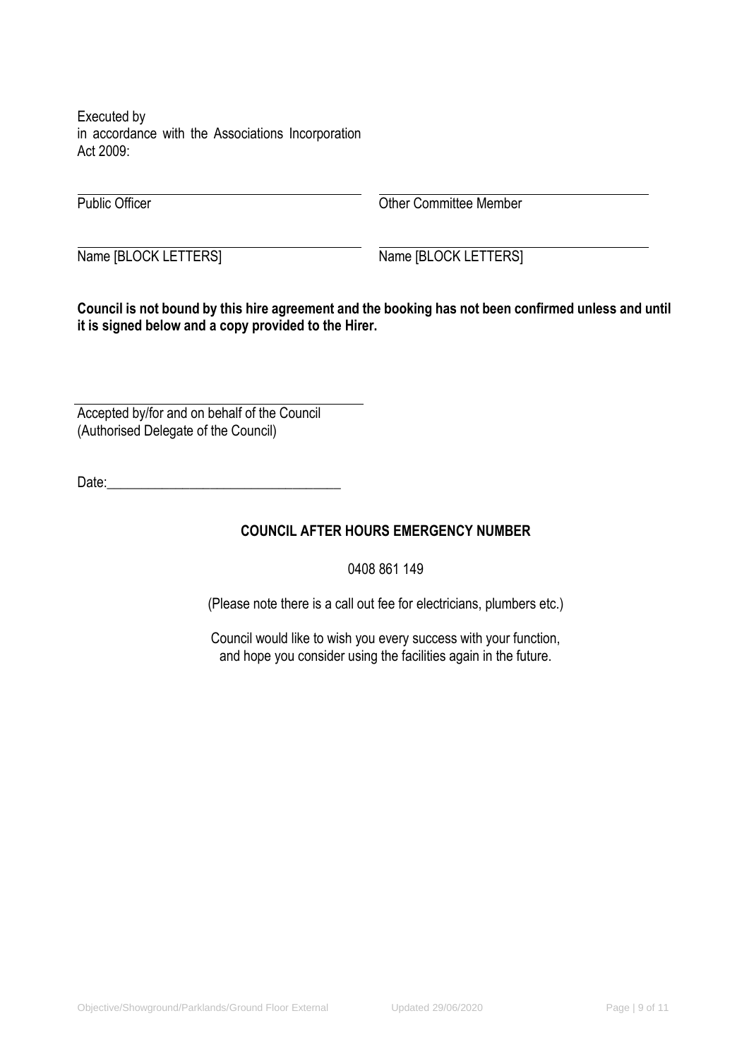Executed by
in accordance with the Associations Incorporation Act 2009:

| ______________________________ | ______________________________ |
|---|---|
| Public Officer | Other Committee Member |
| ______________________________ | ______________________________ |
| Name [BLOCK LETTERS] | Name [BLOCK LETTERS] |

**Council is not bound by this hire agreement and the booking has not been confirmed unless and until it is signed below and a copy provided to the Hirer.**

______________________________
Accepted by/for and on behalf of the Council
(Authorised Delegate of the Council)

Date:______________________________

**COUNCIL AFTER HOURS EMERGENCY NUMBER**

0408 861 149

(Please note there is a call out fee for electricians, plumbers etc.)

Council would like to wish you every success with your function, and hope you consider using the facilities again in the future.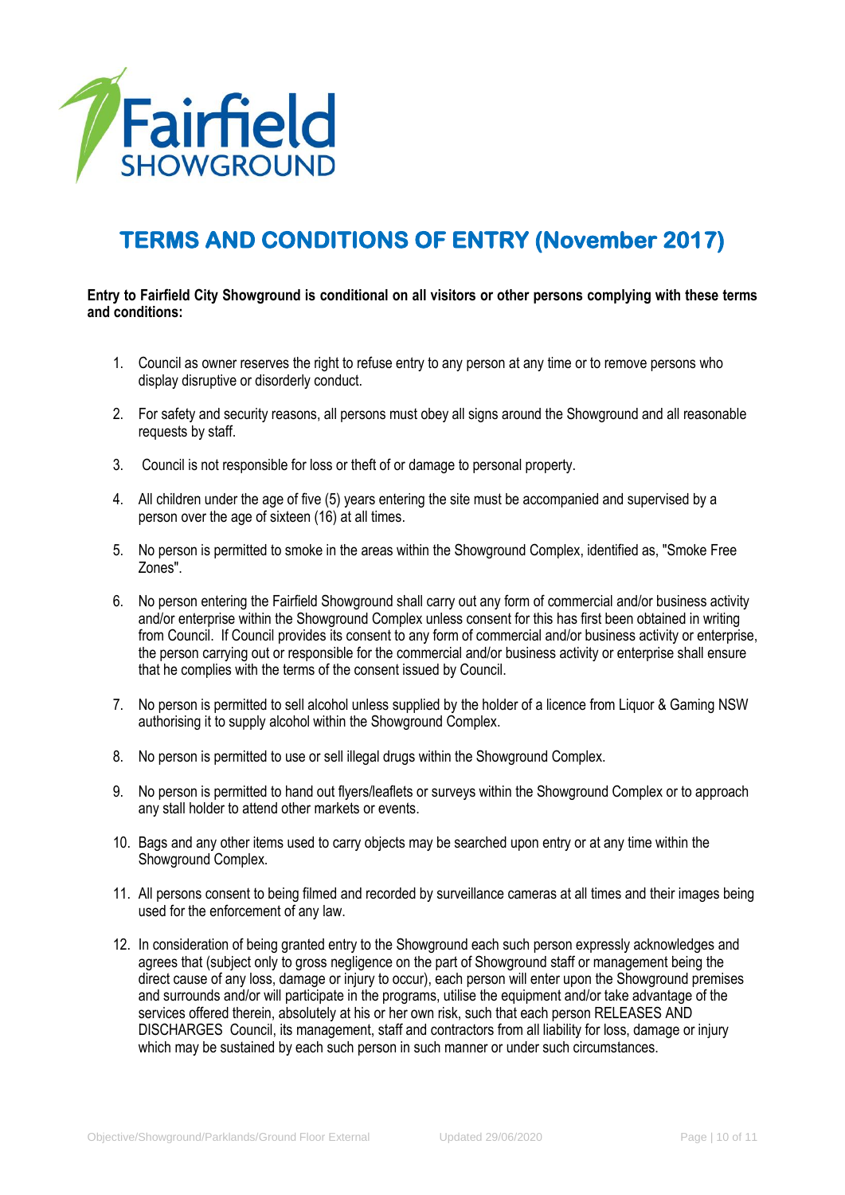Fairfield SHOWGROUND

# TERMS AND CONDITIONS OF ENTRY (November 2017)

**Entry to Fairfield City Showground is conditional on all visitors or other persons complying with these terms and conditions:**

1. Council as owner reserves the right to refuse entry to any person at any time or to remove persons who display disruptive or disorderly conduct.

2. For safety and security reasons, all persons must obey all signs around the Showground and all reasonable requests by staff.

3. Council is not responsible for loss or theft of or damage to personal property.

4. All children under the age of five (5) years entering the site must be accompanied and supervised by a person over the age of sixteen (16) at all times.

5. No person is permitted to smoke in the areas within the Showground Complex, identified as, "Smoke Free Zones".

6. No person entering the Fairfield Showground shall carry out any form of commercial and/or business activity and/or enterprise within the Showground Complex unless consent for this has first been obtained in writing from Council. If Council provides its consent to any form of commercial and/or business activity or enterprise, the person carrying out or responsible for the commercial and/or business activity or enterprise shall ensure that he complies with the terms of the consent issued by Council.

7. No person is permitted to sell alcohol unless supplied by the holder of a licence from Liquor & Gaming NSW authorising it to supply alcohol within the Showground Complex.

8. No person is permitted to use or sell illegal drugs within the Showground Complex.

9. No person is permitted to hand out flyers/leaflets or surveys within the Showground Complex or to approach any stall holder to attend other markets or events.

10. Bags and any other items used to carry objects may be searched upon entry or at any time within the Showground Complex.

11. All persons consent to being filmed and recorded by surveillance cameras at all times and their images being used for the enforcement of any law.

12. In consideration of being granted entry to the Showground each such person expressly acknowledges and agrees that (subject only to gross negligence on the part of Showground staff or management being the direct cause of any loss, damage or injury to occur), each person will enter upon the Showground premises and surrounds and/or will participate in the programs, utilise the equipment and/or take advantage of the services offered therein, absolutely at his or her own risk, such that each person RELEASES AND DISCHARGES Council, its management, staff and contractors from all liability for loss, damage or injury which may be sustained by each such person in such manner or under such circumstances.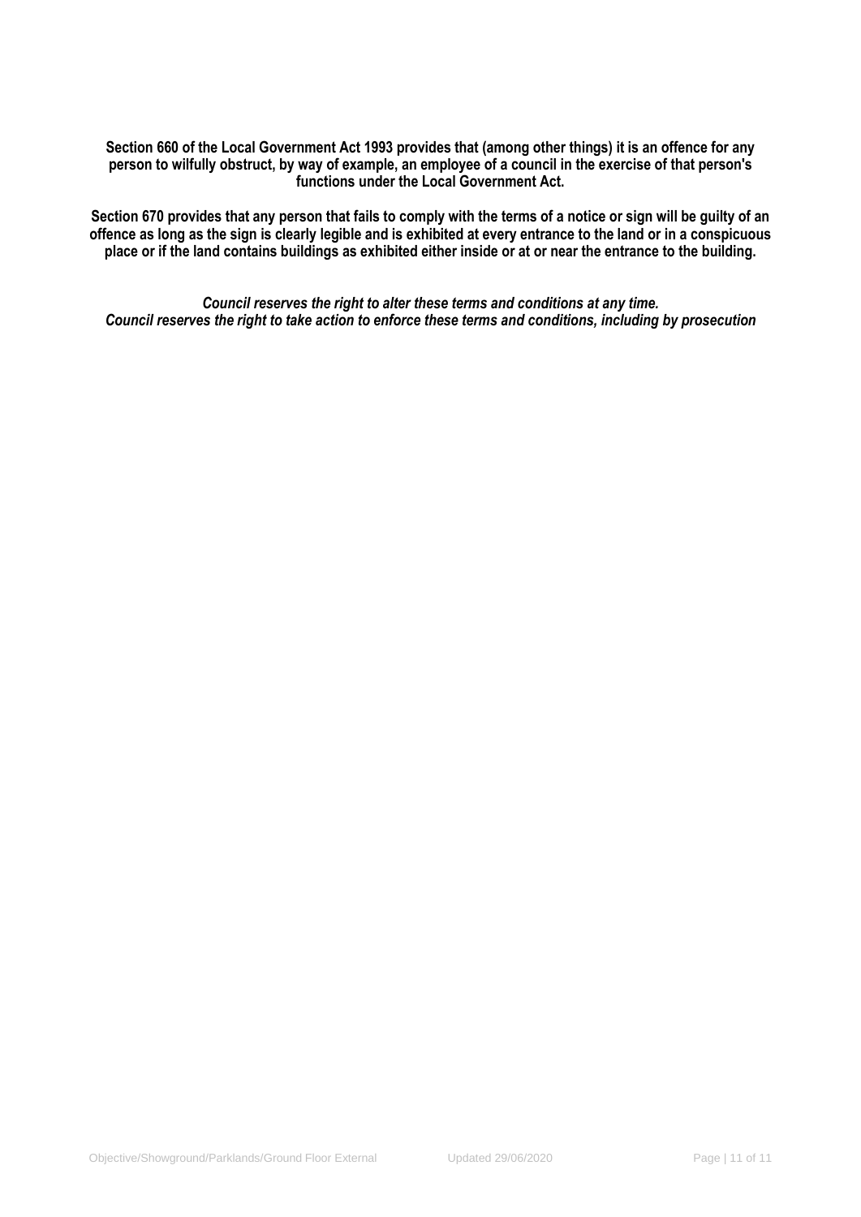**Section 660 of the Local Government Act 1993 provides that (among other things) it is an offence for any person to wilfully obstruct, by way of example, an employee of a council in the exercise of that person's functions under the Local Government Act.**

**Section 670 provides that any person that fails to comply with the terms of a notice or sign will be guilty of an offence as long as the sign is clearly legible and is exhibited at every entrance to the land or in a conspicuous place or if the land contains buildings as exhibited either inside or at or near the entrance to the building.**

***Council reserves the right to alter these terms and conditions at any time.***
***Council reserves the right to take action to enforce these terms and conditions, including by prosecution***